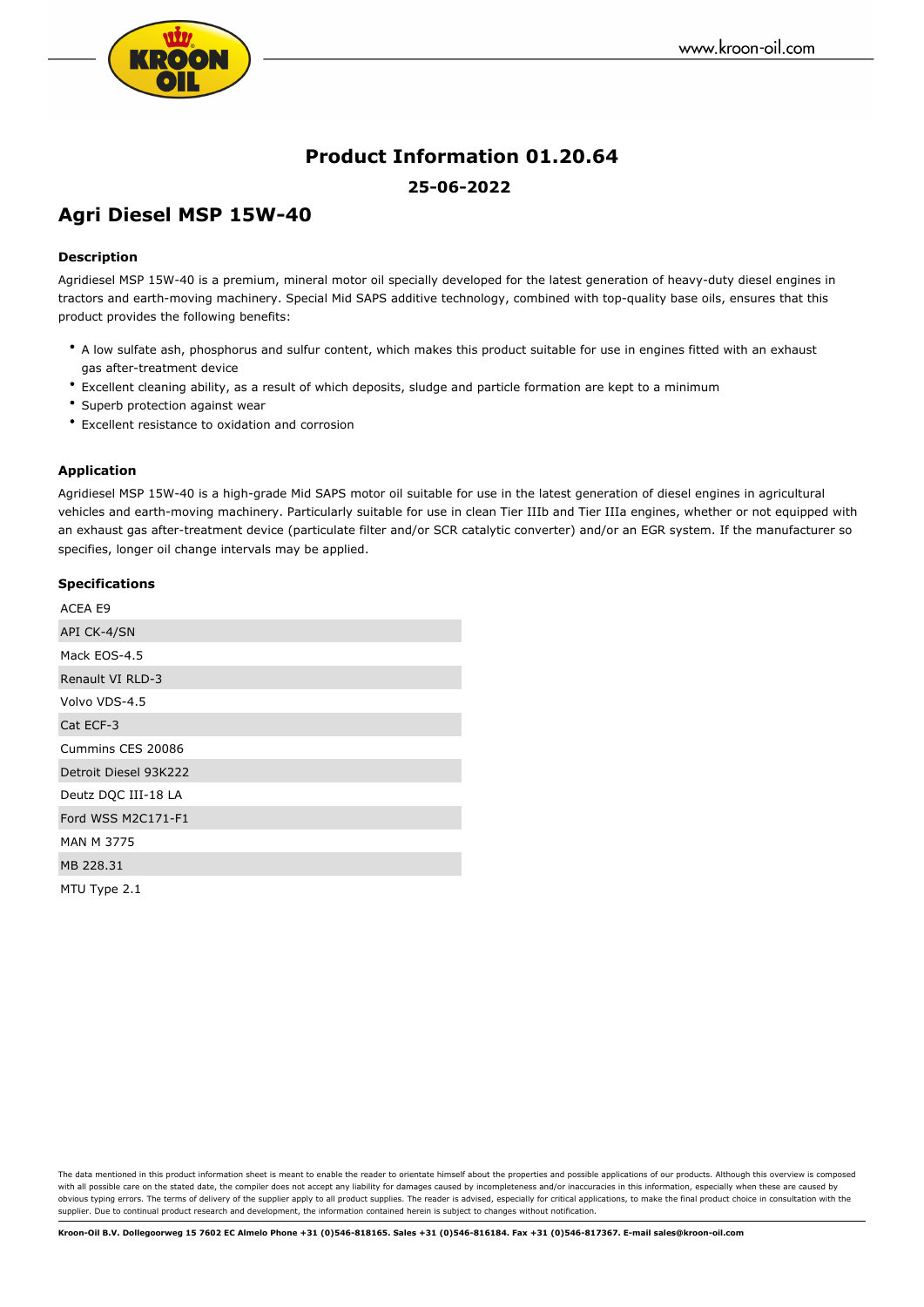# Product Information 01.20.64

**25-06-2022**

## Agri Diesel MSP 15W-40

### Description

Agridiesel MSP 15W-40 is a premium, mineral motor oil specially developed for the latest generation of heavy-duty diesel engines in tractors and earth-moving machinery. Special Mid SAPS additive technology, combined with top-quality base oils, ensures that this product provides the following benefits:

- A low sulfate ash, phosphorus and sulfur content, which makes this product suitable for use in engines fitted with an exhaust gas after-treatment device
- Excellent cleaning ability, as a result of which deposits, sludge and particle formation are kept to a minimum
- Superb protection against wear
- Excellent resistance to oxidation and corrosion

### Application

Agridiesel MSP 15W-40 is a high-grade Mid SAPS motor oil suitable for use in the latest generation of diesel engines in agricultural vehicles and earth-moving machinery. Particularly suitable for use in clean Tier IIIb and Tier IIIa engines, whether or not equipped with an exhaust gas after-treatment device (particulate filter and/or SCR catalytic converter) and/or an EGR system. If the manufacturer so specifies, longer oil change intervals may be applied.

### Specifications

| |
|---|
| ACEA E9 |
| API CK-4/SN |
| Mack EOS-4.5 |
| Renault VI RLD-3 |
| Volvo VDS-4.5 |
| Cat ECF-3 |
| Cummins CES 20086 |
| Detroit Diesel 93K222 |
| Deutz DQC III-18 LA |
| Ford WSS M2C171-F1 |
| MAN M 3775 |
| MB 228.31 |
| MTU Type 2.1 |

The data mentioned in this product information sheet is meant to enable the reader to orientate himself about the properties and possible applications of our products. Although this overview is composed with all possible care on the stated date, the compiler does not accept any liability for damages caused by incompleteness and/or inaccuracies in this information, especially when these are caused by obvious typing errors. The terms of delivery of the supplier apply to all product supplies. The reader is advised, especially for critical applications, to make the final product choice in consultation with the supplier. Due to continual product research and development, the information contained herein is subject to changes without notification.

**Kroon-Oil B.V. Dollegoorweg 15 7602 EC Almelo Phone +31 (0)546-818165. Sales +31 (0)546-816184. Fax +31 (0)546-817367. E-mail sales@kroon-oil.com**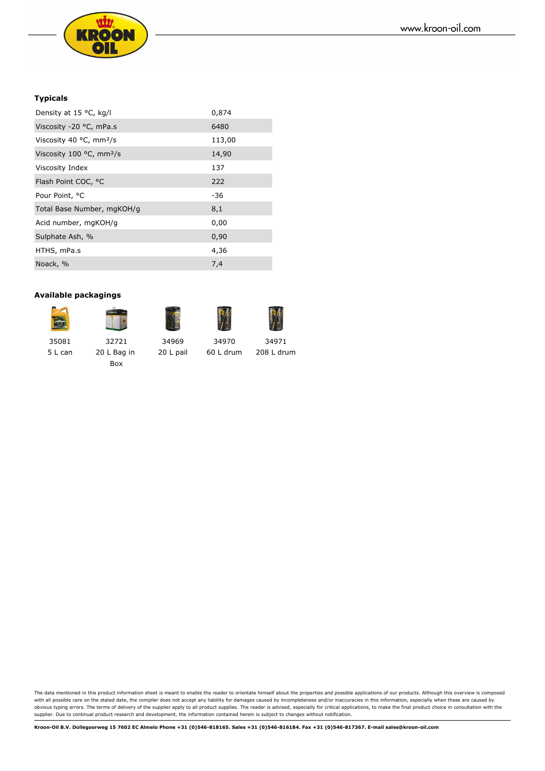### Typicals

| | |
|---|---|
| Density at 15 °C, kg/l | 0,874 |
| Viscosity -20 °C, mPa.s | 6480 |
| Viscosity 40 °C, mm²/s | 113,00 |
| Viscosity 100 °C, mm²/s | 14,90 |
| Viscosity Index | 137 |
| Flash Point COC, °C | 222 |
| Pour Point, °C | -36 |
| Total Base Number, mgKOH/g | 8,1 |
| Acid number, mgKOH/g | 0,00 |
| Sulphate Ash, % | 0,90 |
| HTHS, mPa.s | 4,36 |
| Noack, % | 7,4 |

### Available packagings

| | | | | |
|---|---|---|---|---|
| 35081 | 32721 | 34969 | 34970 | 34971 |
| 5 L can | 20 L Bag in Box | 20 L pail | 60 L drum | 208 L drum |

The data mentioned in this product information sheet is meant to enable the reader to orientate himself about the properties and possible applications of our products. Although this overview is composed with all possible care on the stated date, the compiler does not accept any liability for damages caused by incompleteness and/or inaccuracies in this information, especially when these are caused by obvious typing errors. The terms of delivery of the supplier apply to all product supplies. The reader is advised, especially for critical applications, to make the final product choice in consultation with the supplier. Due to continual product research and development, the information contained herein is subject to changes without notification.

**Kroon-Oil B.V. Dollegoorweg 15 7602 EC Almelo Phone +31 (0)546-818165. Sales +31 (0)546-816184. Fax +31 (0)546-817367. E-mail sales@kroon-oil.com**